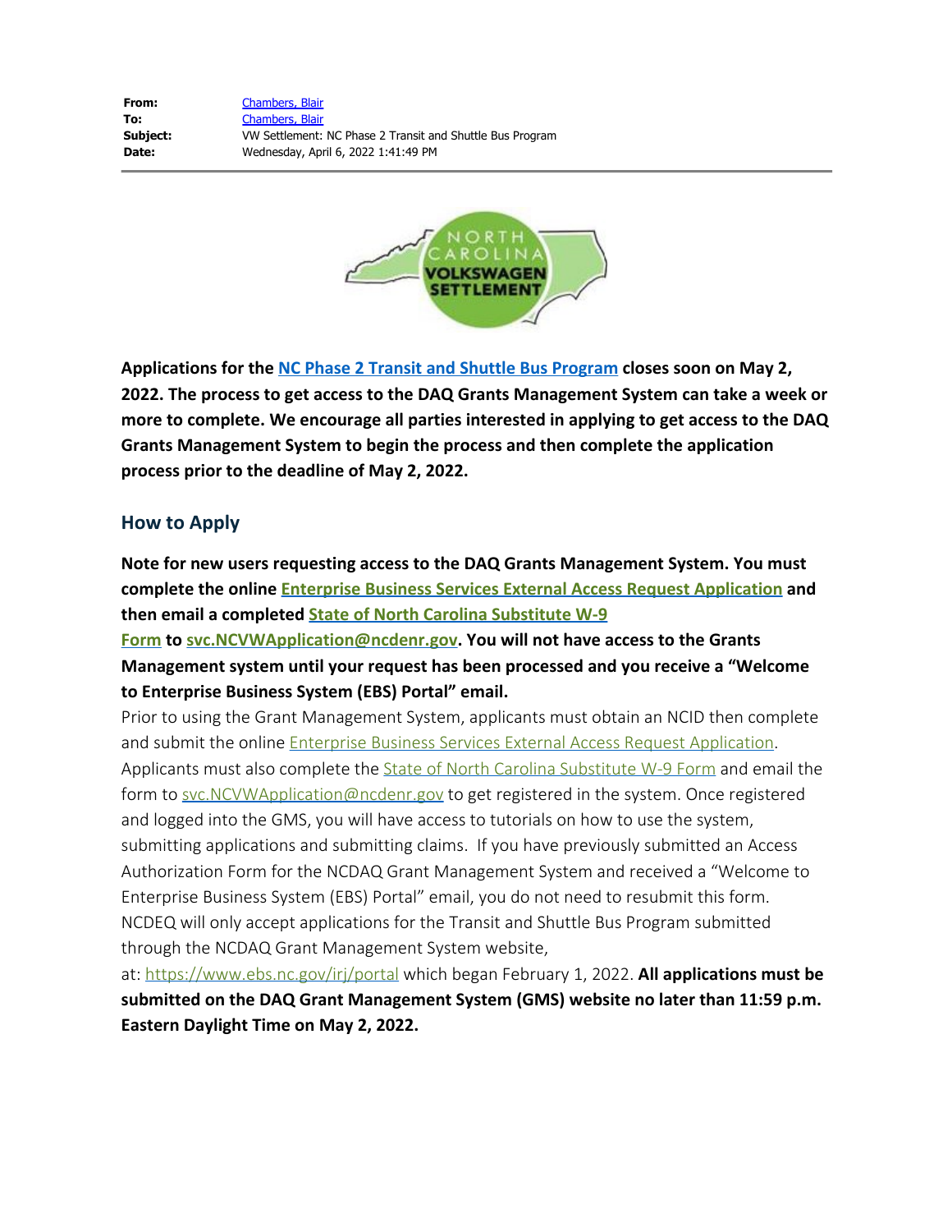**From:** Chambers, Blair
**To:** Chambers, Blair
**Subject:** VW Settlement: NC Phase 2 Transit and Shuttle Bus Program
**Date:** Wednesday, April 6, 2022 1:41:49 PM

**Applications for the NC Phase 2 Transit and Shuttle Bus Program closes soon on May 2, 2022. The process to get access to the DAQ Grants Management System can take a week or more to complete. We encourage all parties interested in applying to get access to the DAQ Grants Management System to begin the process and then complete the application process prior to the deadline of May 2, 2022.**

## How to Apply

**Note for new users requesting access to the DAQ Grants Management System. You must complete the online Enterprise Business Services External Access Request Application and then email a completed State of North Carolina Substitute W-9 Form to svc.NCVWApplication@ncdenr.gov. You will not have access to the Grants Management system until your request has been processed and you receive a "Welcome to Enterprise Business System (EBS) Portal" email.**

Prior to using the Grant Management System, applicants must obtain an NCID then complete and submit the online Enterprise Business Services External Access Request Application. Applicants must also complete the State of North Carolina Substitute W-9 Form and email the form to svc.NCVWApplication@ncdenr.gov to get registered in the system. Once registered and logged into the GMS, you will have access to tutorials on how to use the system, submitting applications and submitting claims. If you have previously submitted an Access Authorization Form for the NCDAQ Grant Management System and received a "Welcome to Enterprise Business System (EBS) Portal" email, you do not need to resubmit this form. NCDEQ will only accept applications for the Transit and Shuttle Bus Program submitted through the NCDAQ Grant Management System website, at: https://www.ebs.nc.gov/irj/portal which began February 1, 2022. **All applications must be submitted on the DAQ Grant Management System (GMS) website no later than 11:59 p.m. Eastern Daylight Time on May 2, 2022.**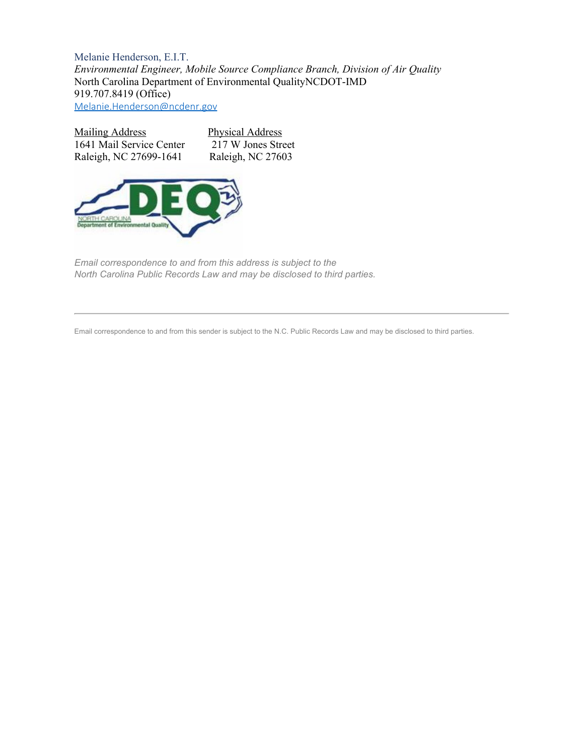Melanie Henderson, E.I.T.
*Environmental Engineer, Mobile Source Compliance Branch, Division of Air Quality*
North Carolina Department of Environmental QualityNCDOT-IMD
919.707.8419 (Office)
Melanie.Henderson@ncdenr.gov

| Mailing Address | Physical Address |
| --- | --- |
| 1641 Mail Service Center | 217 W Jones Street |
| Raleigh, NC 27699-1641 | Raleigh, NC 27603 |

NORTH CAROLINA
Department of Environmental Quality

*Email correspondence to and from this address is subject to the North Carolina Public Records Law and may be disclosed to third parties.*

---

Email correspondence to and from this sender is subject to the N.C. Public Records Law and may be disclosed to third parties.